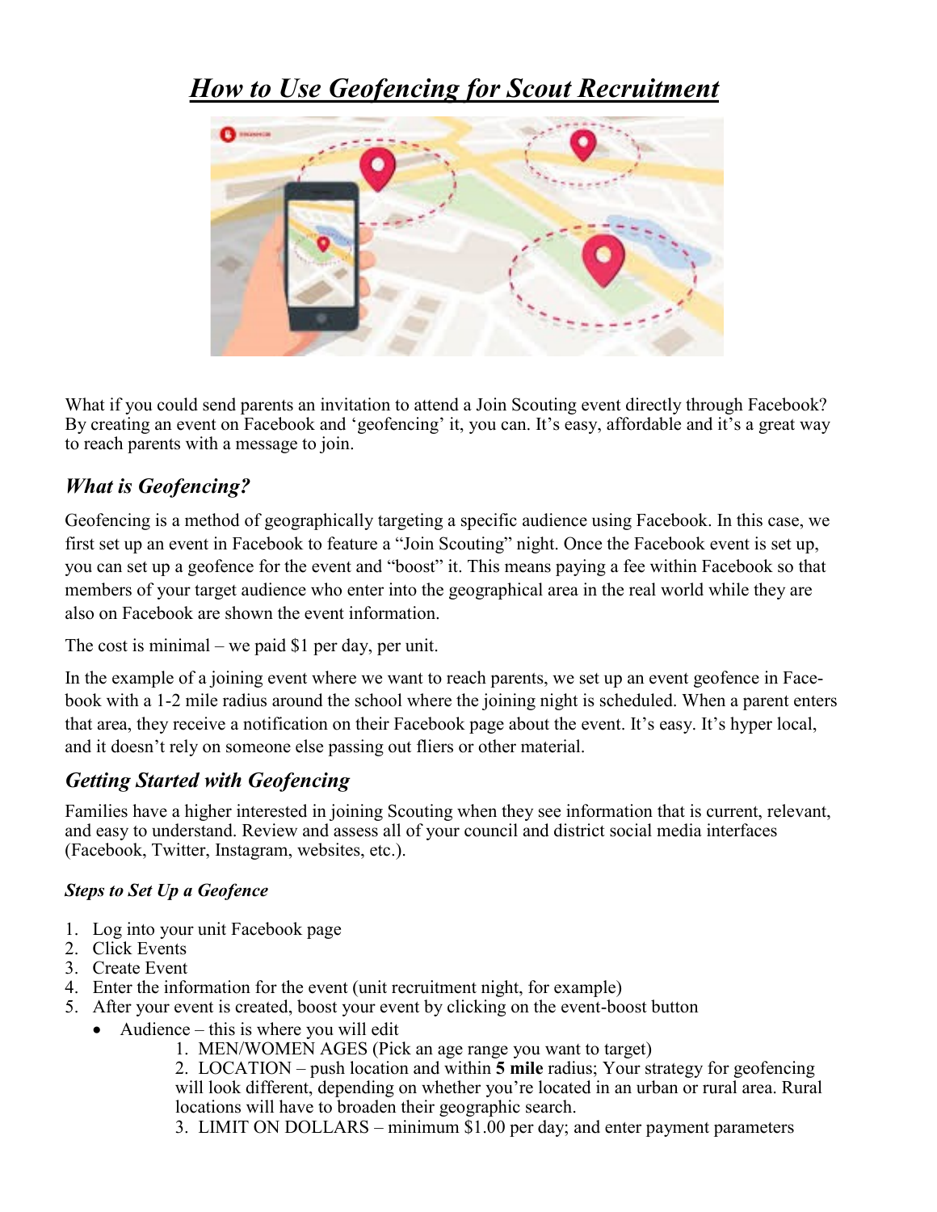# *How to Use Geofencing for Scout Recruitment*

What if you could send parents an invitation to attend a Join Scouting event directly through Facebook? By creating an event on Facebook and 'geofencing' it, you can. It's easy, affordable and it's a great way to reach parents with a message to join.

## *What is Geofencing?*

Geofencing is a method of geographically targeting a specific audience using Facebook. In this case, we first set up an event in Facebook to feature a "Join Scouting" night. Once the Facebook event is set up, you can set up a geofence for the event and "boost" it. This means paying a fee within Facebook so that members of your target audience who enter into the geographical area in the real world while they are also on Facebook are shown the event information.

The cost is minimal – we paid $1 per day, per unit.

In the example of a joining event where we want to reach parents, we set up an event geofence in Facebook with a 1-2 mile radius around the school where the joining night is scheduled. When a parent enters that area, they receive a notification on their Facebook page about the event. It's easy. It's hyper local, and it doesn't rely on someone else passing out fliers or other material.

## *Getting Started with Geofencing*

Families have a higher interested in joining Scouting when they see information that is current, relevant, and easy to understand. Review and assess all of your council and district social media interfaces (Facebook, Twitter, Instagram, websites, etc.).

### *Steps to Set Up a Geofence*

1. Log into your unit Facebook page
2. Click Events
3. Create Event
4. Enter the information for the event (unit recruitment night, for example)
5. After your event is created, boost your event by clicking on the event-boost button
   - Audience – this is where you will edit
     1. MEN/WOMEN AGES (Pick an age range you want to target)
     2. LOCATION – push location and within **5 mile** radius; Your strategy for geofencing will look different, depending on whether you're located in an urban or rural area. Rural locations will have to broaden their geographic search.
     3. LIMIT ON DOLLARS – minimum $1.00 per day; and enter payment parameters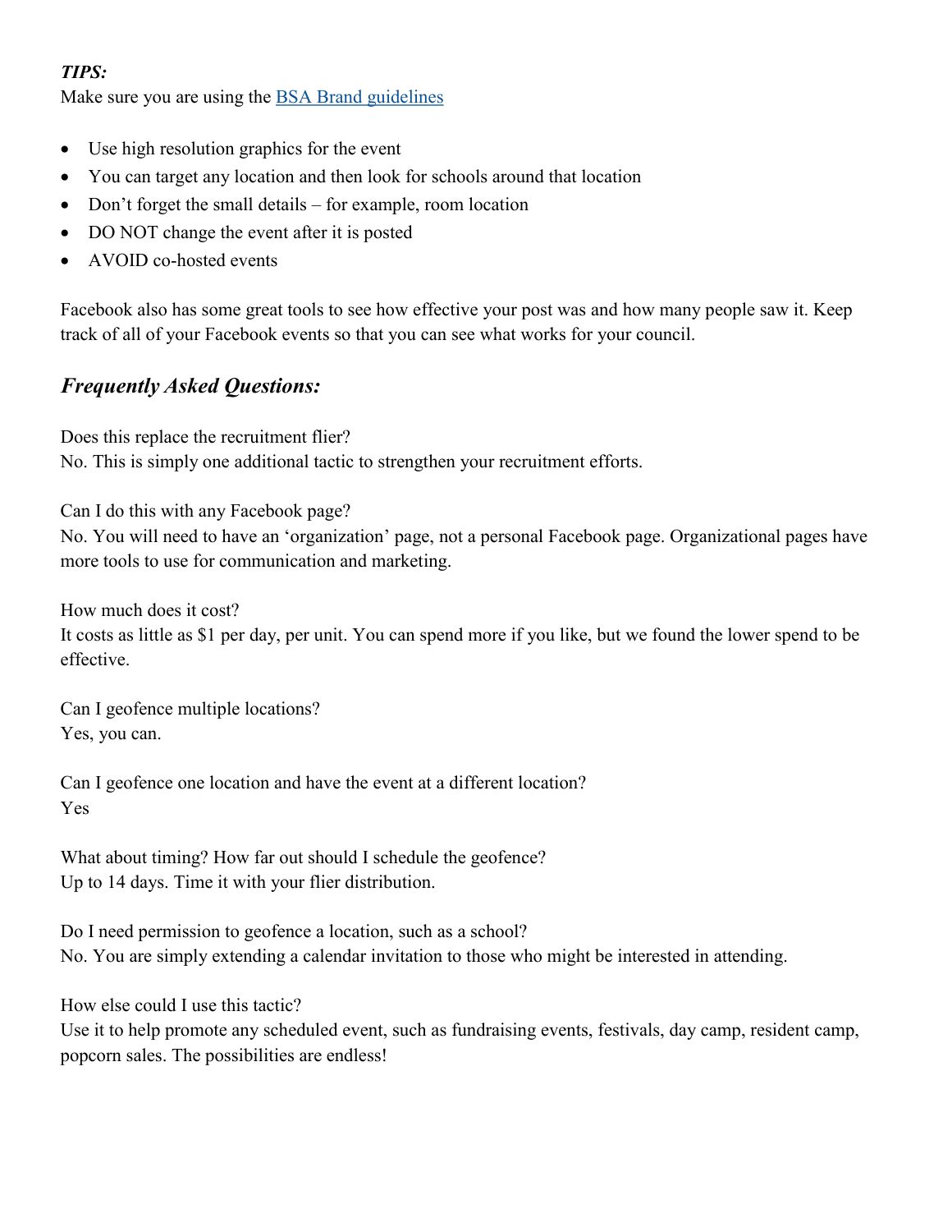***TIPS:***

Make sure you are using the [BSA Brand guidelines]()

- Use high resolution graphics for the event
- You can target any location and then look for schools around that location
- Don't forget the small details – for example, room location
- DO NOT change the event after it is posted
- AVOID co-hosted events

Facebook also has some great tools to see how effective your post was and how many people saw it. Keep track of all of your Facebook events so that you can see what works for your council.

## ***Frequently Asked Questions:***

Does this replace the recruitment flier?
No. This is simply one additional tactic to strengthen your recruitment efforts.

Can I do this with any Facebook page?
No. You will need to have an 'organization' page, not a personal Facebook page. Organizational pages have more tools to use for communication and marketing.

How much does it cost?
It costs as little as $1 per day, per unit. You can spend more if you like, but we found the lower spend to be effective.

Can I geofence multiple locations?
Yes, you can.

Can I geofence one location and have the event at a different location?
Yes

What about timing? How far out should I schedule the geofence?
Up to 14 days. Time it with your flier distribution.

Do I need permission to geofence a location, such as a school?
No. You are simply extending a calendar invitation to those who might be interested in attending.

How else could I use this tactic?
Use it to help promote any scheduled event, such as fundraising events, festivals, day camp, resident camp, popcorn sales. The possibilities are endless!